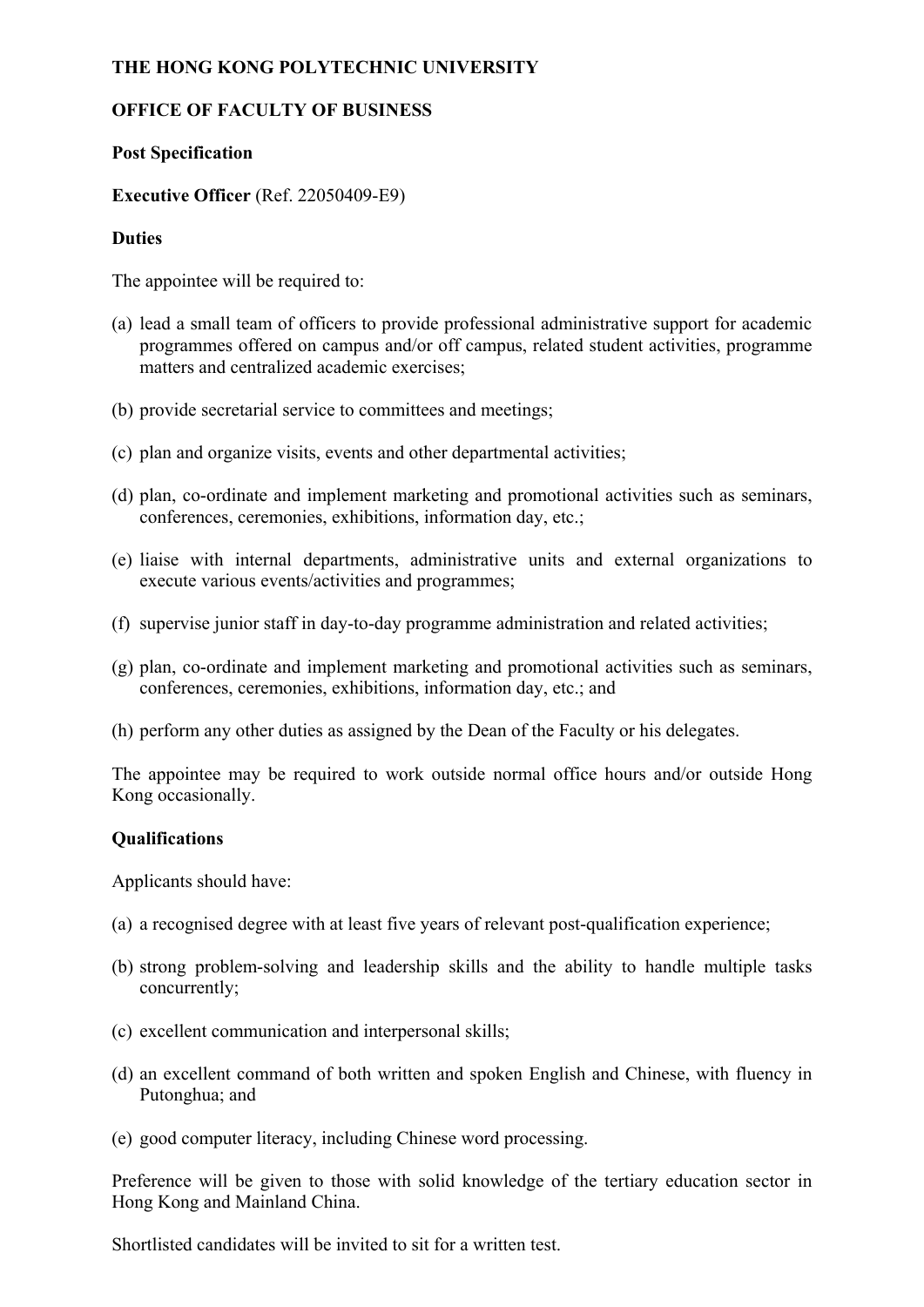**THE HONG KONG POLYTECHNIC UNIVERSITY**

**OFFICE OF FACULTY OF BUSINESS**

**Post Specification**

**Executive Officer** (Ref. 22050409-E9)

**Duties**

The appointee will be required to:

(a) lead a small team of officers to provide professional administrative support for academic programmes offered on campus and/or off campus, related student activities, programme matters and centralized academic exercises;

(b) provide secretarial service to committees and meetings;

(c) plan and organize visits, events and other departmental activities;

(d) plan, co-ordinate and implement marketing and promotional activities such as seminars, conferences, ceremonies, exhibitions, information day, etc.;

(e) liaise with internal departments, administrative units and external organizations to execute various events/activities and programmes;

(f) supervise junior staff in day-to-day programme administration and related activities;

(g) plan, co-ordinate and implement marketing and promotional activities such as seminars, conferences, ceremonies, exhibitions, information day, etc.; and

(h) perform any other duties as assigned by the Dean of the Faculty or his delegates.

The appointee may be required to work outside normal office hours and/or outside Hong Kong occasionally.

**Qualifications**

Applicants should have:

(a) a recognised degree with at least five years of relevant post-qualification experience;

(b) strong problem-solving and leadership skills and the ability to handle multiple tasks concurrently;

(c) excellent communication and interpersonal skills;

(d) an excellent command of both written and spoken English and Chinese, with fluency in Putonghua; and

(e) good computer literacy, including Chinese word processing.

Preference will be given to those with solid knowledge of the tertiary education sector in Hong Kong and Mainland China.

Shortlisted candidates will be invited to sit for a written test.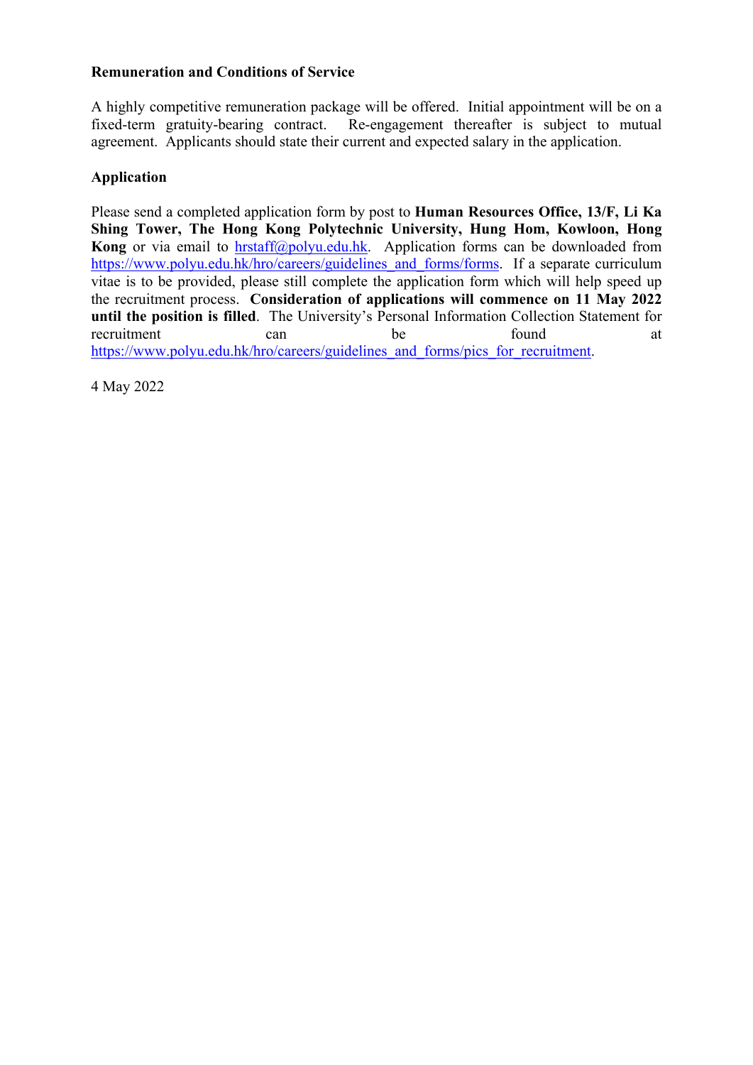**Remuneration and Conditions of Service**

A highly competitive remuneration package will be offered. Initial appointment will be on a fixed-term gratuity-bearing contract. Re-engagement thereafter is subject to mutual agreement. Applicants should state their current and expected salary in the application.

**Application**

Please send a completed application form by post to **Human Resources Office, 13/F, Li Ka Shing Tower, The Hong Kong Polytechnic University, Hung Hom, Kowloon, Hong Kong** or via email to hrstaff@polyu.edu.hk. Application forms can be downloaded from https://www.polyu.edu.hk/hro/careers/guidelines_and_forms/forms. If a separate curriculum vitae is to be provided, please still complete the application form which will help speed up the recruitment process. **Consideration of applications will commence on 11 May 2022 until the position is filled**. The University's Personal Information Collection Statement for recruitment can be found at https://www.polyu.edu.hk/hro/careers/guidelines_and_forms/pics_for_recruitment.

4 May 2022